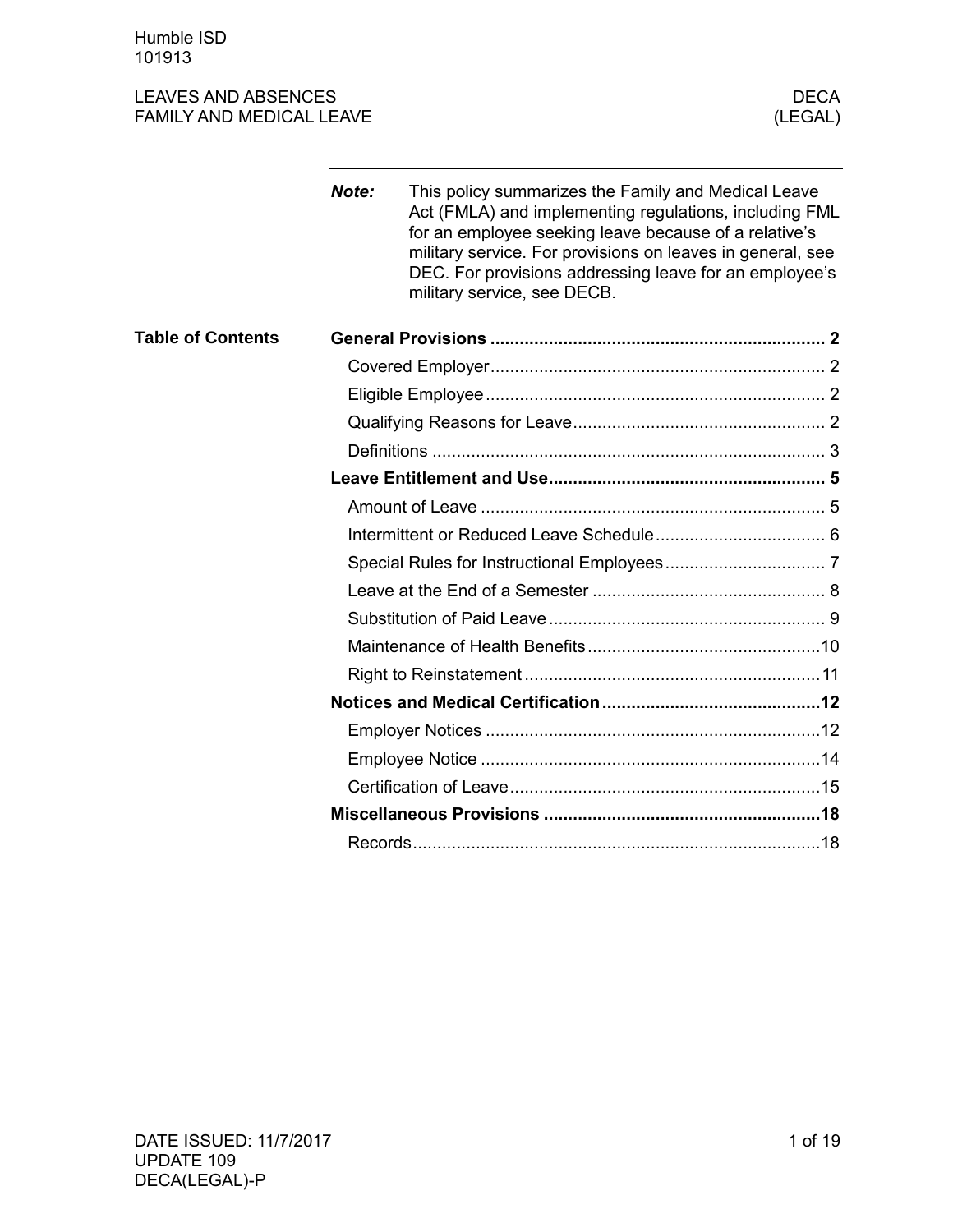# LEAVES AND ABSENCES
## FAMILY AND MEDICAL LEAVE

DECA (LEGAL)

***Note:*** This policy summarizes the Family and Medical Leave Act (FMLA) and implementing regulations, including FML for an employee seeking leave because of a relative's military service. For provisions on leaves in general, see DEC. For provisions addressing leave for an employee's military service, see DECB.

## Table of Contents

**General Provisions** .................... 2

- Covered Employer .................... 2
- Eligible Employee .................... 2
- Qualifying Reasons for Leave .................... 2
- Definitions .................... 3

**Leave Entitlement and Use** .................... 5

- Amount of Leave .................... 5
- Intermittent or Reduced Leave Schedule .................... 6
- Special Rules for Instructional Employees .................... 7
- Leave at the End of a Semester .................... 8
- Substitution of Paid Leave .................... 9
- Maintenance of Health Benefits .................... 10
- Right to Reinstatement .................... 11

**Notices and Medical Certification** .................... 12

- Employer Notices .................... 12
- Employee Notice .................... 14
- Certification of Leave .................... 15

**Miscellaneous Provisions** .................... 18

- Records .................... 18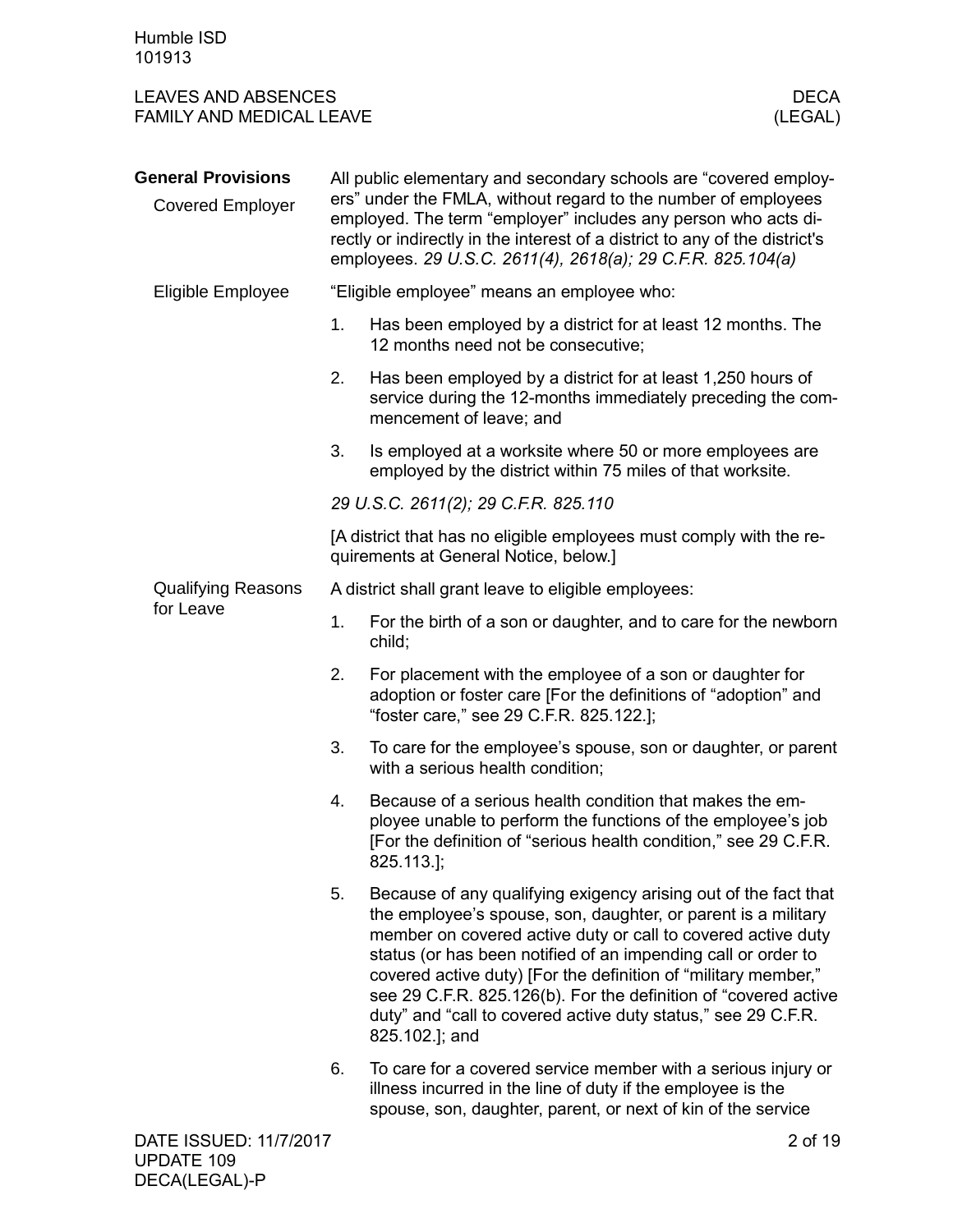## General Provisions

### Covered Employer

All public elementary and secondary schools are "covered employers" under the FMLA, without regard to the number of employees employed. The term "employer" includes any person who acts directly or indirectly in the interest of a district to any of the district's employees. *29 U.S.C. 2611(4), 2618(a); 29 C.F.R. 825.104(a)*

### Eligible Employee

"Eligible employee" means an employee who:

1. Has been employed by a district for at least 12 months. The 12 months need not be consecutive;
2. Has been employed by a district for at least 1,250 hours of service during the 12-months immediately preceding the commencement of leave; and
3. Is employed at a worksite where 50 or more employees are employed by the district within 75 miles of that worksite.

*29 U.S.C. 2611(2); 29 C.F.R. 825.110*

[A district that has no eligible employees must comply with the requirements at General Notice, below.]

### Qualifying Reasons for Leave

A district shall grant leave to eligible employees:

1. For the birth of a son or daughter, and to care for the newborn child;
2. For placement with the employee of a son or daughter for adoption or foster care [For the definitions of "adoption" and "foster care," see 29 C.F.R. 825.122.];
3. To care for the employee's spouse, son or daughter, or parent with a serious health condition;
4. Because of a serious health condition that makes the employee unable to perform the functions of the employee's job [For the definition of "serious health condition," see 29 C.F.R. 825.113.];
5. Because of any qualifying exigency arising out of the fact that the employee's spouse, son, daughter, or parent is a military member on covered active duty or call to covered active duty status (or has been notified of an impending call or order to covered active duty) [For the definition of "military member," see 29 C.F.R. 825.126(b). For the definition of "covered active duty" and "call to covered active duty status," see 29 C.F.R. 825.102.]; and
6. To care for a covered service member with a serious injury or illness incurred in the line of duty if the employee is the spouse, son, daughter, parent, or next of kin of the service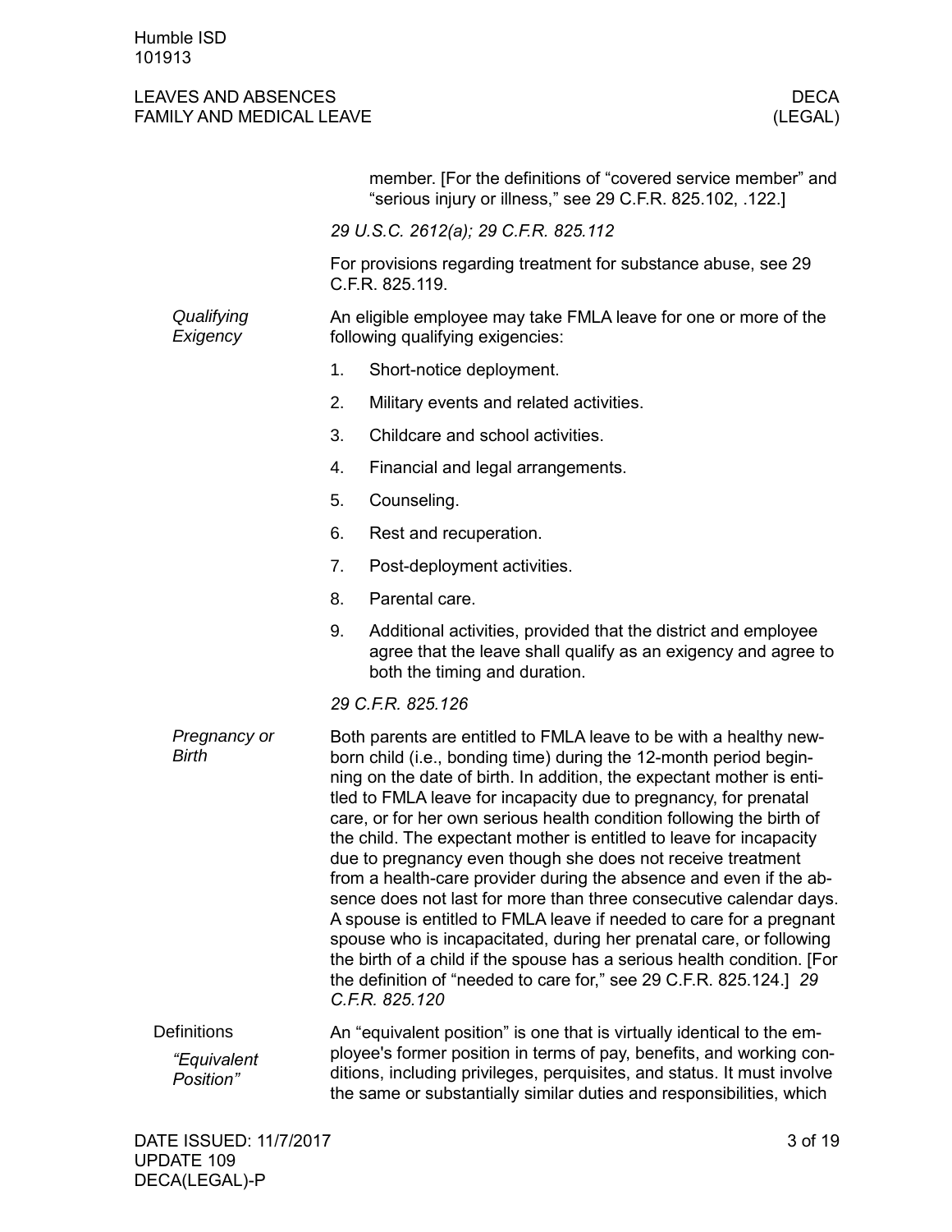member. [For the definitions of "covered service member" and "serious injury or illness," see 29 C.F.R. 825.102, .122.]

*29 U.S.C. 2612(a); 29 C.F.R. 825.112*

For provisions regarding treatment for substance abuse, see 29 C.F.R. 825.119.

### *Qualifying Exigency*

An eligible employee may take FMLA leave for one or more of the following qualifying exigencies:

1. Short-notice deployment.
2. Military events and related activities.
3. Childcare and school activities.
4. Financial and legal arrangements.
5. Counseling.
6. Rest and recuperation.
7. Post-deployment activities.
8. Parental care.
9. Additional activities, provided that the district and employee agree that the leave shall qualify as an exigency and agree to both the timing and duration.

*29 C.F.R. 825.126*

### *Pregnancy or Birth*

Both parents are entitled to FMLA leave to be with a healthy newborn child (i.e., bonding time) during the 12-month period beginning on the date of birth. In addition, the expectant mother is entitled to FMLA leave for incapacity due to pregnancy, for prenatal care, or for her own serious health condition following the birth of the child. The expectant mother is entitled to leave for incapacity due to pregnancy even though she does not receive treatment from a health-care provider during the absence and even if the absence does not last for more than three consecutive calendar days. A spouse is entitled to FMLA leave if needed to care for a pregnant spouse who is incapacitated, during her prenatal care, or following the birth of a child if the spouse has a serious health condition. [For the definition of "needed to care for," see 29 C.F.R. 825.124.] *29 C.F.R. 825.120*

## Definitions

### *"Equivalent Position"*

An "equivalent position" is one that is virtually identical to the employee's former position in terms of pay, benefits, and working conditions, including privileges, perquisites, and status. It must involve the same or substantially similar duties and responsibilities, which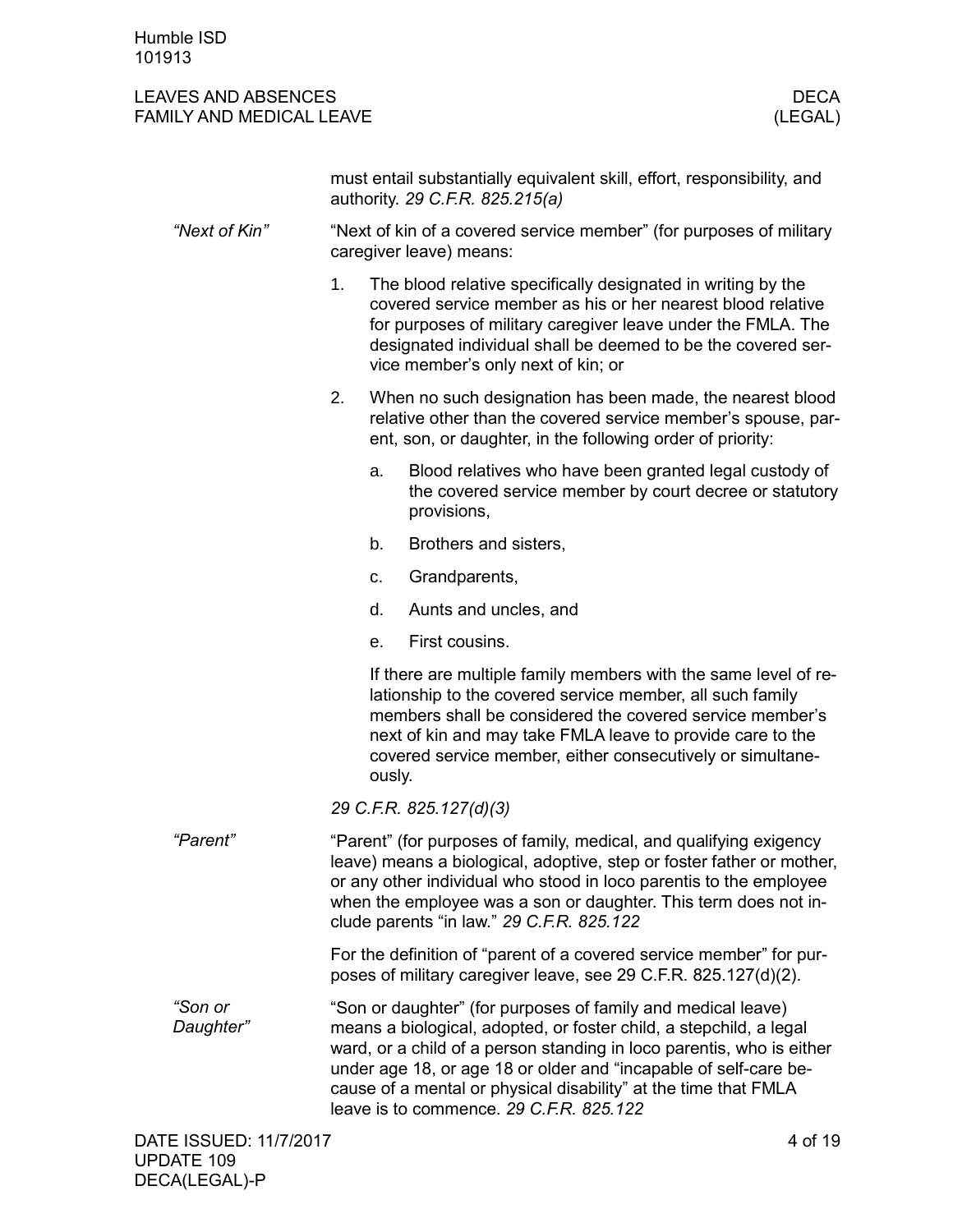must entail substantially equivalent skill, effort, responsibility, and authority. *29 C.F.R. 825.215(a)*

*"Next of Kin"*

"Next of kin of a covered service member" (for purposes of military caregiver leave) means:

1. The blood relative specifically designated in writing by the covered service member as his or her nearest blood relative for purposes of military caregiver leave under the FMLA. The designated individual shall be deemed to be the covered service member's only next of kin; or
2. When no such designation has been made, the nearest blood relative other than the covered service member's spouse, parent, son, or daughter, in the following order of priority:
   a. Blood relatives who have been granted legal custody of the covered service member by court decree or statutory provisions,
   b. Brothers and sisters,
   c. Grandparents,
   d. Aunts and uncles, and
   e. First cousins.

   If there are multiple family members with the same level of relationship to the covered service member, all such family members shall be considered the covered service member's next of kin and may take FMLA leave to provide care to the covered service member, either consecutively or simultaneously.

*29 C.F.R. 825.127(d)(3)*

*"Parent"*

"Parent" (for purposes of family, medical, and qualifying exigency leave) means a biological, adoptive, step or foster father or mother, or any other individual who stood in loco parentis to the employee when the employee was a son or daughter. This term does not include parents "in law." *29 C.F.R. 825.122*

For the definition of "parent of a covered service member" for purposes of military caregiver leave, see 29 C.F.R. 825.127(d)(2).

*"Son or Daughter"*

"Son or daughter" (for purposes of family and medical leave) means a biological, adopted, or foster child, a stepchild, a legal ward, or a child of a person standing in loco parentis, who is either under age 18, or age 18 or older and "incapable of self-care because of a mental or physical disability" at the time that FMLA leave is to commence. *29 C.F.R. 825.122*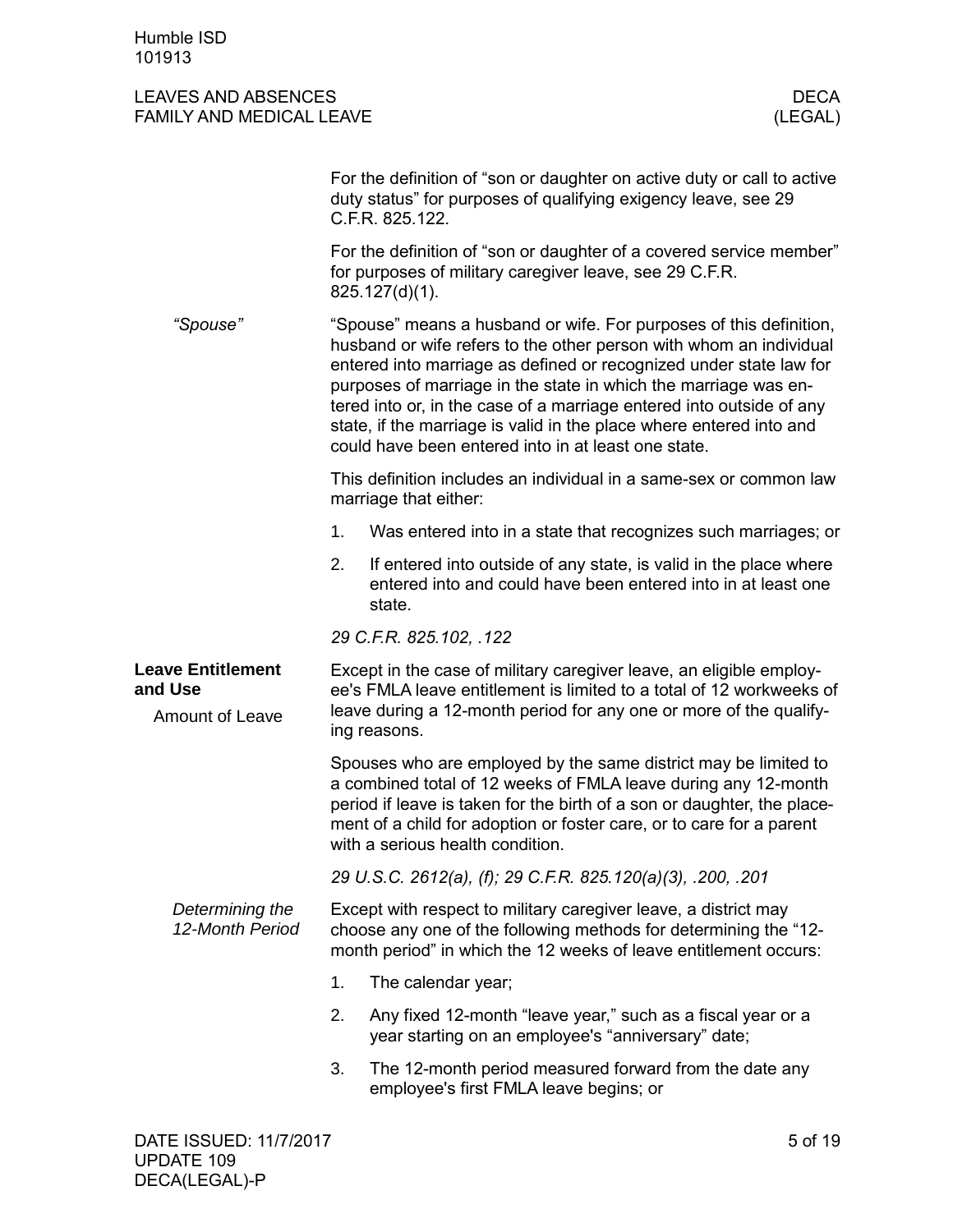For the definition of "son or daughter on active duty or call to active duty status" for purposes of qualifying exigency leave, see 29 C.F.R. 825.122.

For the definition of "son or daughter of a covered service member" for purposes of military caregiver leave, see 29 C.F.R. 825.127(d)(1).

*"Spouse"*

"Spouse" means a husband or wife. For purposes of this definition, husband or wife refers to the other person with whom an individual entered into marriage as defined or recognized under state law for purposes of marriage in the state in which the marriage was entered into or, in the case of a marriage entered into outside of any state, if the marriage is valid in the place where entered into and could have been entered into in at least one state.

This definition includes an individual in a same-sex or common law marriage that either:

1. Was entered into in a state that recognizes such marriages; or
2. If entered into outside of any state, is valid in the place where entered into and could have been entered into in at least one state.

*29 C.F.R. 825.102, .122*

## Leave Entitlement and Use

### Amount of Leave

Except in the case of military caregiver leave, an eligible employee's FMLA leave entitlement is limited to a total of 12 workweeks of leave during a 12-month period for any one or more of the qualifying reasons.

Spouses who are employed by the same district may be limited to a combined total of 12 weeks of FMLA leave during any 12-month period if leave is taken for the birth of a son or daughter, the placement of a child for adoption or foster care, or to care for a parent with a serious health condition.

*29 U.S.C. 2612(a), (f); 29 C.F.R. 825.120(a)(3), .200, .201*

*Determining the 12-Month Period*

Except with respect to military caregiver leave, a district may choose any one of the following methods for determining the "12-month period" in which the 12 weeks of leave entitlement occurs:

1. The calendar year;
2. Any fixed 12-month "leave year," such as a fiscal year or a year starting on an employee's "anniversary" date;
3. The 12-month period measured forward from the date any employee's first FMLA leave begins; or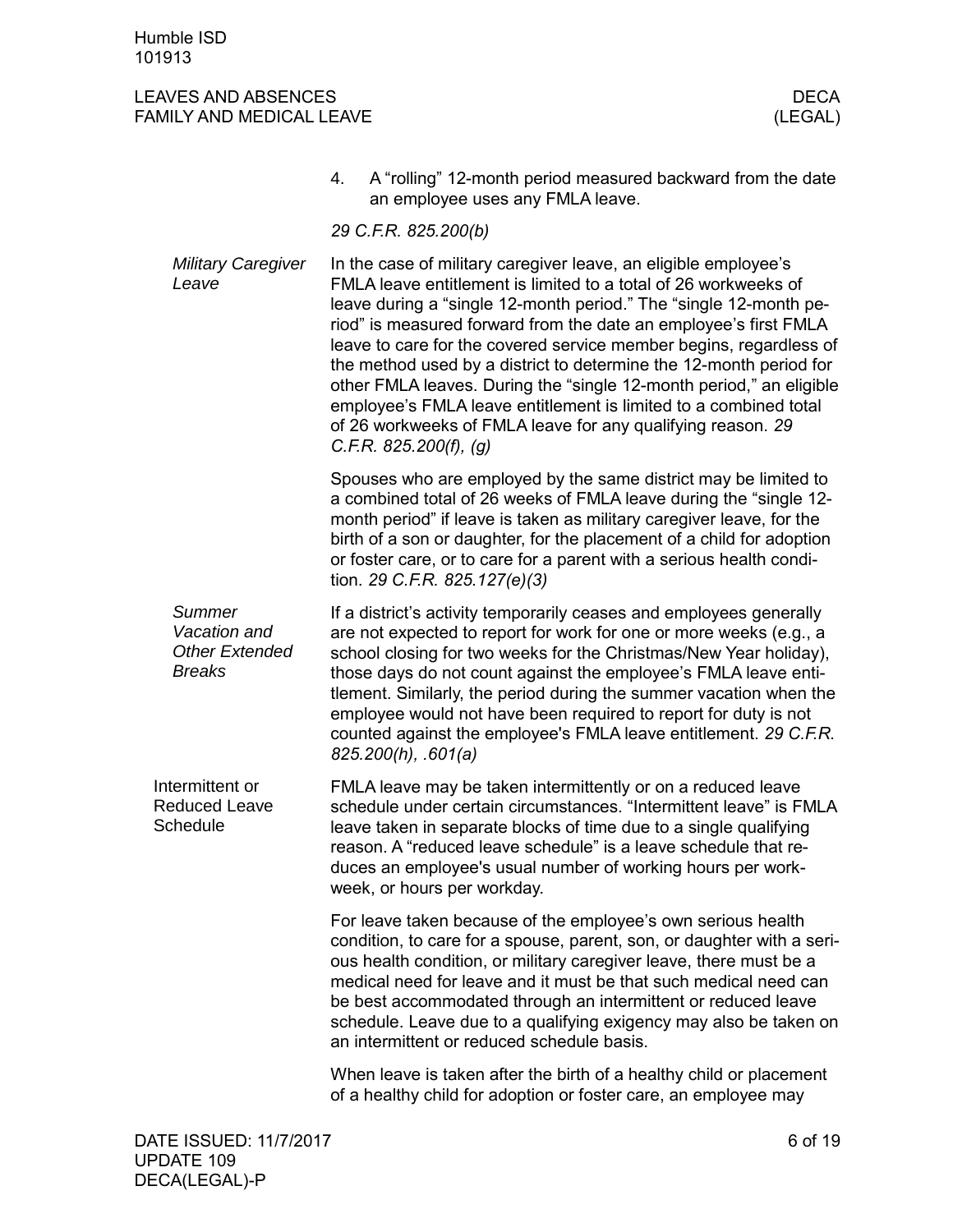4. A "rolling" 12-month period measured backward from the date an employee uses any FMLA leave.

*29 C.F.R. 825.200(b)*

##### *Military Caregiver Leave*

In the case of military caregiver leave, an eligible employee's FMLA leave entitlement is limited to a total of 26 workweeks of leave during a "single 12-month period." The "single 12-month period" is measured forward from the date an employee's first FMLA leave to care for the covered service member begins, regardless of the method used by a district to determine the 12-month period for other FMLA leaves. During the "single 12-month period," an eligible employee's FMLA leave entitlement is limited to a combined total of 26 workweeks of FMLA leave for any qualifying reason. *29 C.F.R. 825.200(f), (g)*

Spouses who are employed by the same district may be limited to a combined total of 26 weeks of FMLA leave during the "single 12-month period" if leave is taken as military caregiver leave, for the birth of a son or daughter, for the placement of a child for adoption or foster care, or to care for a parent with a serious health condition. *29 C.F.R. 825.127(e)(3)*

##### *Summer Vacation and Other Extended Breaks*

If a district's activity temporarily ceases and employees generally are not expected to report for work for one or more weeks (e.g., a school closing for two weeks for the Christmas/New Year holiday), those days do not count against the employee's FMLA leave entitlement. Similarly, the period during the summer vacation when the employee would not have been required to report for duty is not counted against the employee's FMLA leave entitlement. *29 C.F.R. 825.200(h), .601(a)*

#### Intermittent or Reduced Leave Schedule

FMLA leave may be taken intermittently or on a reduced leave schedule under certain circumstances. "Intermittent leave" is FMLA leave taken in separate blocks of time due to a single qualifying reason. A "reduced leave schedule" is a leave schedule that reduces an employee's usual number of working hours per workweek, or hours per workday.

For leave taken because of the employee's own serious health condition, to care for a spouse, parent, son, or daughter with a serious health condition, or military caregiver leave, there must be a medical need for leave and it must be that such medical need can be best accommodated through an intermittent or reduced leave schedule. Leave due to a qualifying exigency may also be taken on an intermittent or reduced schedule basis.

When leave is taken after the birth of a healthy child or placement of a healthy child for adoption or foster care, an employee may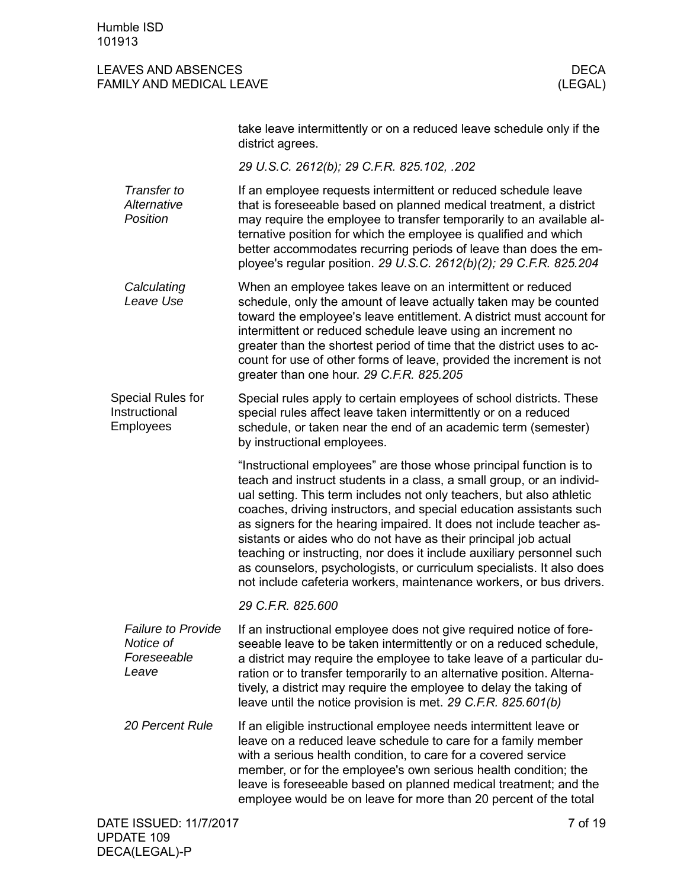take leave intermittently or on a reduced leave schedule only if the district agrees.

*29 U.S.C. 2612(b); 29 C.F.R. 825.102, .202*

#### *Transfer to Alternative Position*

If an employee requests intermittent or reduced schedule leave that is foreseeable based on planned medical treatment, a district may require the employee to transfer temporarily to an available alternative position for which the employee is qualified and which better accommodates recurring periods of leave than does the employee's regular position. *29 U.S.C. 2612(b)(2); 29 C.F.R. 825.204*

#### *Calculating Leave Use*

When an employee takes leave on an intermittent or reduced schedule, only the amount of leave actually taken may be counted toward the employee's leave entitlement. A district must account for intermittent or reduced schedule leave using an increment no greater than the shortest period of time that the district uses to account for use of other forms of leave, provided the increment is not greater than one hour. *29 C.F.R. 825.205*

### Special Rules for Instructional Employees

Special rules apply to certain employees of school districts. These special rules affect leave taken intermittently or on a reduced schedule, or taken near the end of an academic term (semester) by instructional employees.

"Instructional employees" are those whose principal function is to teach and instruct students in a class, a small group, or an individual setting. This term includes not only teachers, but also athletic coaches, driving instructors, and special education assistants such as signers for the hearing impaired. It does not include teacher assistants or aides who do not have as their principal job actual teaching or instructing, nor does it include auxiliary personnel such as counselors, psychologists, or curriculum specialists. It also does not include cafeteria workers, maintenance workers, or bus drivers.

*29 C.F.R. 825.600*

#### *Failure to Provide Notice of Foreseeable Leave*

If an instructional employee does not give required notice of foreseeable leave to be taken intermittently or on a reduced schedule, a district may require the employee to take leave of a particular duration or to transfer temporarily to an alternative position. Alternatively, a district may require the employee to delay the taking of leave until the notice provision is met. *29 C.F.R. 825.601(b)*

#### *20 Percent Rule*

If an eligible instructional employee needs intermittent leave or leave on a reduced leave schedule to care for a family member with a serious health condition, to care for a covered service member, or for the employee's own serious health condition; the leave is foreseeable based on planned medical treatment; and the employee would be on leave for more than 20 percent of the total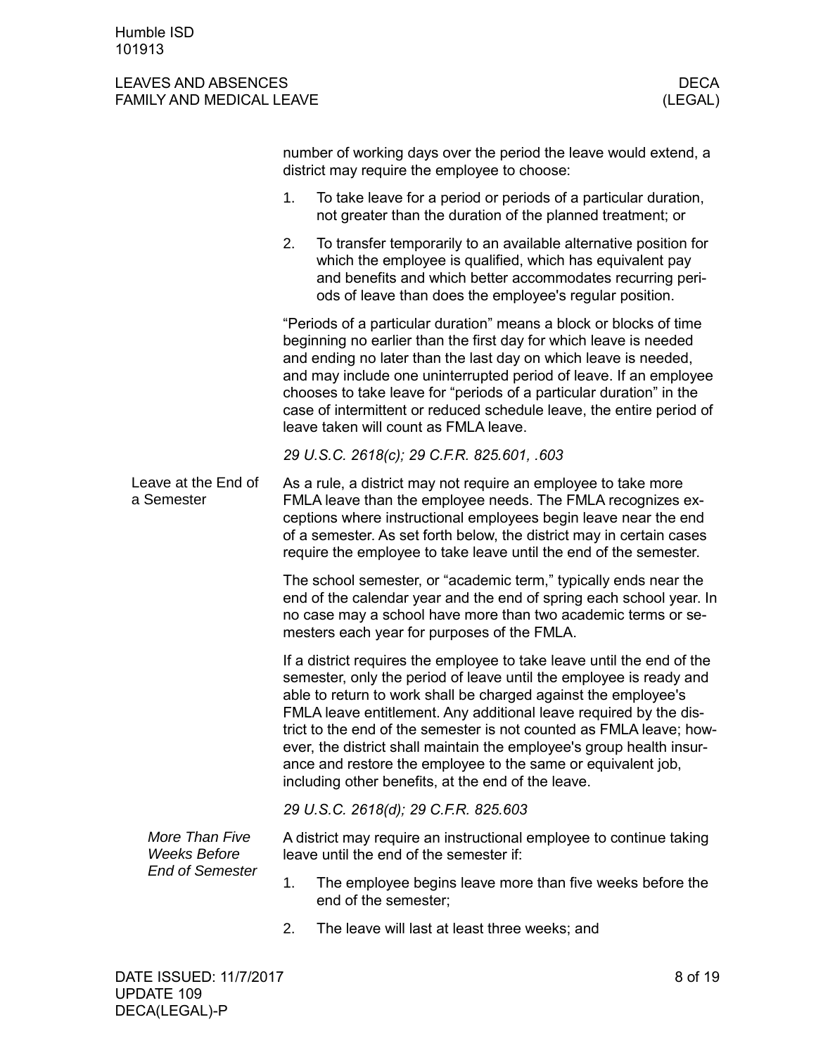number of working days over the period the leave would extend, a district may require the employee to choose:

1. To take leave for a period or periods of a particular duration, not greater than the duration of the planned treatment; or
2. To transfer temporarily to an available alternative position for which the employee is qualified, which has equivalent pay and benefits and which better accommodates recurring periods of leave than does the employee's regular position.

"Periods of a particular duration" means a block or blocks of time beginning no earlier than the first day for which leave is needed and ending no later than the last day on which leave is needed, and may include one uninterrupted period of leave. If an employee chooses to take leave for "periods of a particular duration" in the case of intermittent or reduced schedule leave, the entire period of leave taken will count as FMLA leave.

*29 U.S.C. 2618(c); 29 C.F.R. 825.601, .603*

## Leave at the End of a Semester

As a rule, a district may not require an employee to take more FMLA leave than the employee needs. The FMLA recognizes exceptions where instructional employees begin leave near the end of a semester. As set forth below, the district may in certain cases require the employee to take leave until the end of the semester.

The school semester, or "academic term," typically ends near the end of the calendar year and the end of spring each school year. In no case may a school have more than two academic terms or semesters each year for purposes of the FMLA.

If a district requires the employee to take leave until the end of the semester, only the period of leave until the employee is ready and able to return to work shall be charged against the employee's FMLA leave entitlement. Any additional leave required by the district to the end of the semester is not counted as FMLA leave; however, the district shall maintain the employee's group health insurance and restore the employee to the same or equivalent job, including other benefits, at the end of the leave.

*29 U.S.C. 2618(d); 29 C.F.R. 825.603*

### *More Than Five Weeks Before End of Semester*

A district may require an instructional employee to continue taking leave until the end of the semester if:

1. The employee begins leave more than five weeks before the end of the semester;
2. The leave will last at least three weeks; and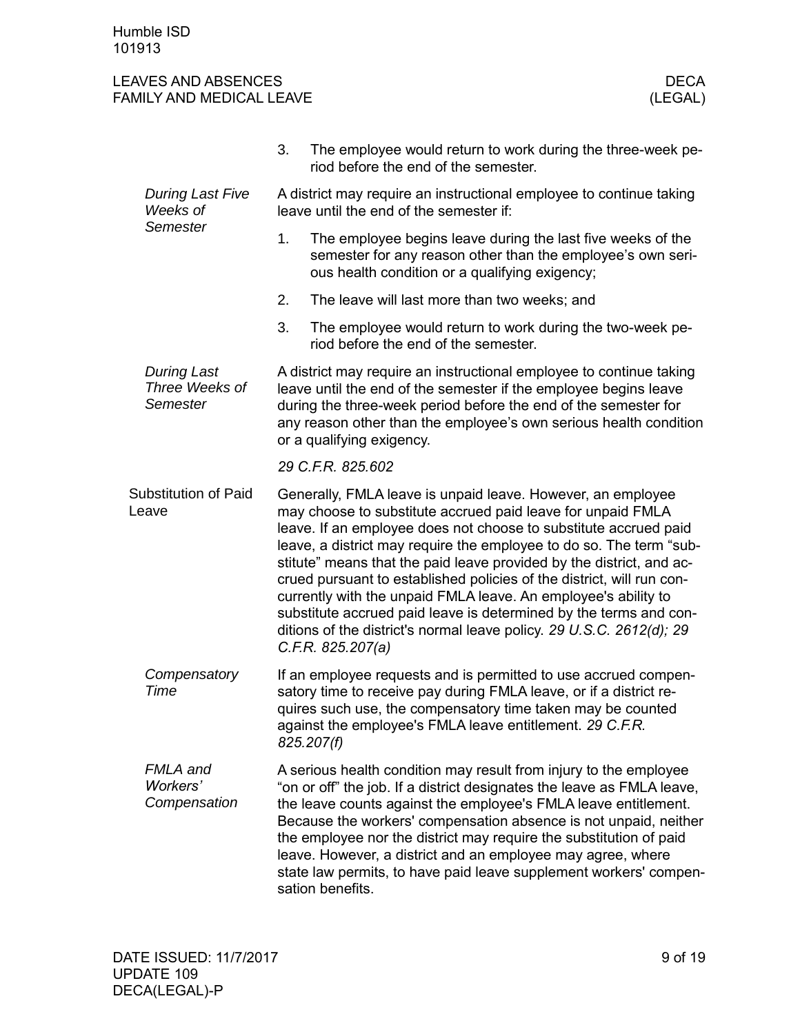3. The employee would return to work during the three-week period before the end of the semester.

#### *During Last Five Weeks of Semester*

A district may require an instructional employee to continue taking leave until the end of the semester if:

1. The employee begins leave during the last five weeks of the semester for any reason other than the employee's own serious health condition or a qualifying exigency;
2. The leave will last more than two weeks; and
3. The employee would return to work during the two-week period before the end of the semester.

#### *During Last Three Weeks of Semester*

A district may require an instructional employee to continue taking leave until the end of the semester if the employee begins leave during the three-week period before the end of the semester for any reason other than the employee's own serious health condition or a qualifying exigency.

*29 C.F.R. 825.602*

### Substitution of Paid Leave

Generally, FMLA leave is unpaid leave. However, an employee may choose to substitute accrued paid leave for unpaid FMLA leave. If an employee does not choose to substitute accrued paid leave, a district may require the employee to do so. The term "substitute" means that the paid leave provided by the district, and accrued pursuant to established policies of the district, will run concurrently with the unpaid FMLA leave. An employee's ability to substitute accrued paid leave is determined by the terms and conditions of the district's normal leave policy. *29 U.S.C. 2612(d); 29 C.F.R. 825.207(a)*

#### *Compensatory Time*

If an employee requests and is permitted to use accrued compensatory time to receive pay during FMLA leave, or if a district requires such use, the compensatory time taken may be counted against the employee's FMLA leave entitlement. *29 C.F.R. 825.207(f)*

#### *FMLA and Workers' Compensation*

A serious health condition may result from injury to the employee "on or off" the job. If a district designates the leave as FMLA leave, the leave counts against the employee's FMLA leave entitlement. Because the workers' compensation absence is not unpaid, neither the employee nor the district may require the substitution of paid leave. However, a district and an employee may agree, where state law permits, to have paid leave supplement workers' compensation benefits.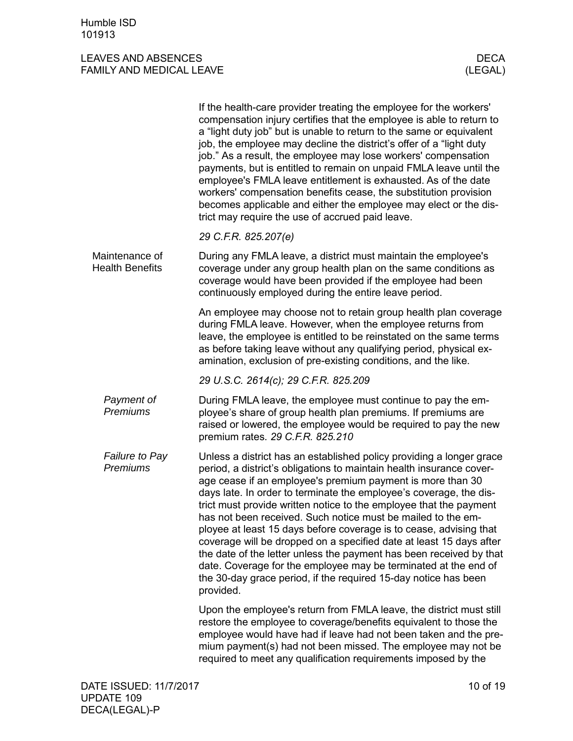If the health-care provider treating the employee for the workers' compensation injury certifies that the employee is able to return to a "light duty job" but is unable to return to the same or equivalent job, the employee may decline the district's offer of a "light duty job." As a result, the employee may lose workers' compensation payments, but is entitled to remain on unpaid FMLA leave until the employee's FMLA leave entitlement is exhausted. As of the date workers' compensation benefits cease, the substitution provision becomes applicable and either the employee may elect or the district may require the use of accrued paid leave.

*29 C.F.R. 825.207(e)*

## Maintenance of Health Benefits

During any FMLA leave, a district must maintain the employee's coverage under any group health plan on the same conditions as coverage would have been provided if the employee had been continuously employed during the entire leave period.

An employee may choose not to retain group health plan coverage during FMLA leave. However, when the employee returns from leave, the employee is entitled to be reinstated on the same terms as before taking leave without any qualifying period, physical examination, exclusion of pre-existing conditions, and the like.

*29 U.S.C. 2614(c); 29 C.F.R. 825.209*

### *Payment of Premiums*

During FMLA leave, the employee must continue to pay the employee's share of group health plan premiums. If premiums are raised or lowered, the employee would be required to pay the new premium rates. *29 C.F.R. 825.210*

### *Failure to Pay Premiums*

Unless a district has an established policy providing a longer grace period, a district's obligations to maintain health insurance coverage cease if an employee's premium payment is more than 30 days late. In order to terminate the employee's coverage, the district must provide written notice to the employee that the payment has not been received. Such notice must be mailed to the employee at least 15 days before coverage is to cease, advising that coverage will be dropped on a specified date at least 15 days after the date of the letter unless the payment has been received by that date. Coverage for the employee may be terminated at the end of the 30-day grace period, if the required 15-day notice has been provided.

Upon the employee's return from FMLA leave, the district must still restore the employee to coverage/benefits equivalent to those the employee would have had if leave had not been taken and the premium payment(s) had not been missed. The employee may not be required to meet any qualification requirements imposed by the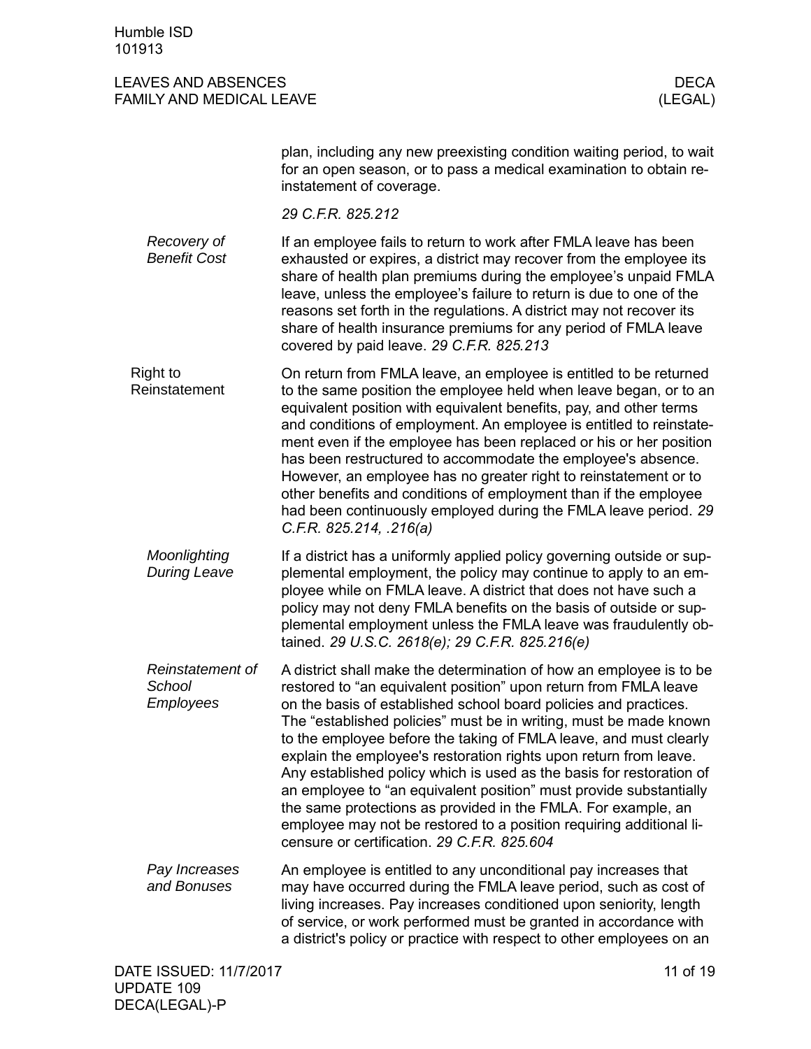plan, including any new preexisting condition waiting period, to wait for an open season, or to pass a medical examination to obtain reinstatement of coverage.

*29 C.F.R. 825.212*

*Recovery of Benefit Cost*

If an employee fails to return to work after FMLA leave has been exhausted or expires, a district may recover from the employee its share of health plan premiums during the employee's unpaid FMLA leave, unless the employee's failure to return is due to one of the reasons set forth in the regulations. A district may not recover its share of health insurance premiums for any period of FMLA leave covered by paid leave. *29 C.F.R. 825.213*

## Right to Reinstatement

On return from FMLA leave, an employee is entitled to be returned to the same position the employee held when leave began, or to an equivalent position with equivalent benefits, pay, and other terms and conditions of employment. An employee is entitled to reinstatement even if the employee has been replaced or his or her position has been restructured to accommodate the employee's absence. However, an employee has no greater right to reinstatement or to other benefits and conditions of employment than if the employee had been continuously employed during the FMLA leave period. *29 C.F.R. 825.214, .216(a)*

*Moonlighting During Leave*

If a district has a uniformly applied policy governing outside or supplemental employment, the policy may continue to apply to an employee while on FMLA leave. A district that does not have such a policy may not deny FMLA benefits on the basis of outside or supplemental employment unless the FMLA leave was fraudulently obtained. *29 U.S.C. 2618(e); 29 C.F.R. 825.216(e)*

*Reinstatement of School Employees*

A district shall make the determination of how an employee is to be restored to "an equivalent position" upon return from FMLA leave on the basis of established school board policies and practices. The "established policies" must be in writing, must be made known to the employee before the taking of FMLA leave, and must clearly explain the employee's restoration rights upon return from leave. Any established policy which is used as the basis for restoration of an employee to "an equivalent position" must provide substantially the same protections as provided in the FMLA. For example, an employee may not be restored to a position requiring additional licensure or certification. *29 C.F.R. 825.604*

*Pay Increases and Bonuses*

An employee is entitled to any unconditional pay increases that may have occurred during the FMLA leave period, such as cost of living increases. Pay increases conditioned upon seniority, length of service, or work performed must be granted in accordance with a district's policy or practice with respect to other employees on an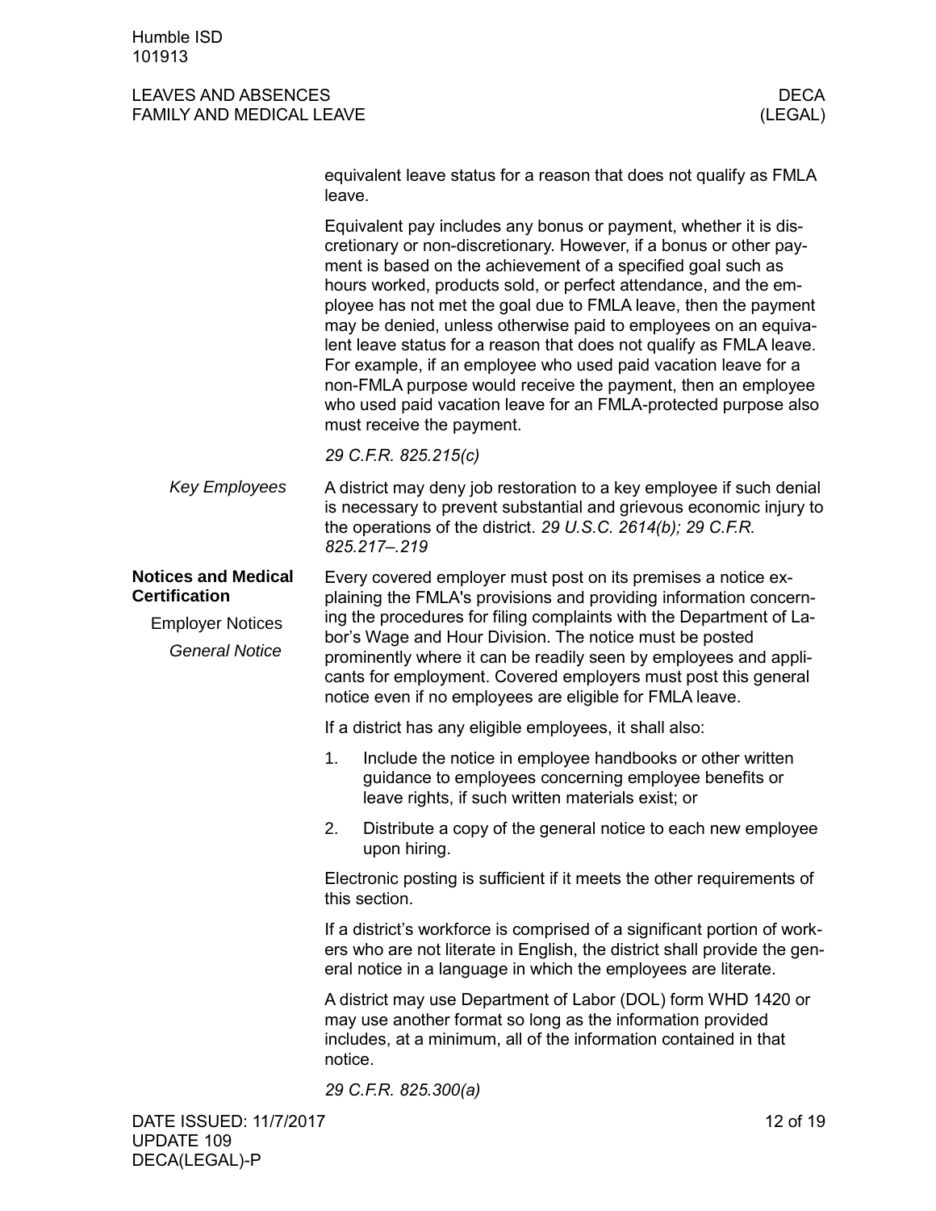equivalent leave status for a reason that does not qualify as FMLA leave.

Equivalent pay includes any bonus or payment, whether it is discretionary or non-discretionary. However, if a bonus or other payment is based on the achievement of a specified goal such as hours worked, products sold, or perfect attendance, and the employee has not met the goal due to FMLA leave, then the payment may be denied, unless otherwise paid to employees on an equivalent leave status for a reason that does not qualify as FMLA leave. For example, if an employee who used paid vacation leave for a non-FMLA purpose would receive the payment, then an employee who used paid vacation leave for an FMLA-protected purpose also must receive the payment.

*29 C.F.R. 825.215(c)*

*Key Employees*

A district may deny job restoration to a key employee if such denial is necessary to prevent substantial and grievous economic injury to the operations of the district. *29 U.S.C. 2614(b); 29 C.F.R. 825.217–.219*

## Notices and Medical Certification

### Employer Notices

#### *General Notice*

Every covered employer must post on its premises a notice explaining the FMLA's provisions and providing information concerning the procedures for filing complaints with the Department of Labor's Wage and Hour Division. The notice must be posted prominently where it can be readily seen by employees and applicants for employment. Covered employers must post this general notice even if no employees are eligible for FMLA leave.

If a district has any eligible employees, it shall also:

1. Include the notice in employee handbooks or other written guidance to employees concerning employee benefits or leave rights, if such written materials exist; or
2. Distribute a copy of the general notice to each new employee upon hiring.

Electronic posting is sufficient if it meets the other requirements of this section.

If a district's workforce is comprised of a significant portion of workers who are not literate in English, the district shall provide the general notice in a language in which the employees are literate.

A district may use Department of Labor (DOL) form WHD 1420 or may use another format so long as the information provided includes, at a minimum, all of the information contained in that notice.

*29 C.F.R. 825.300(a)*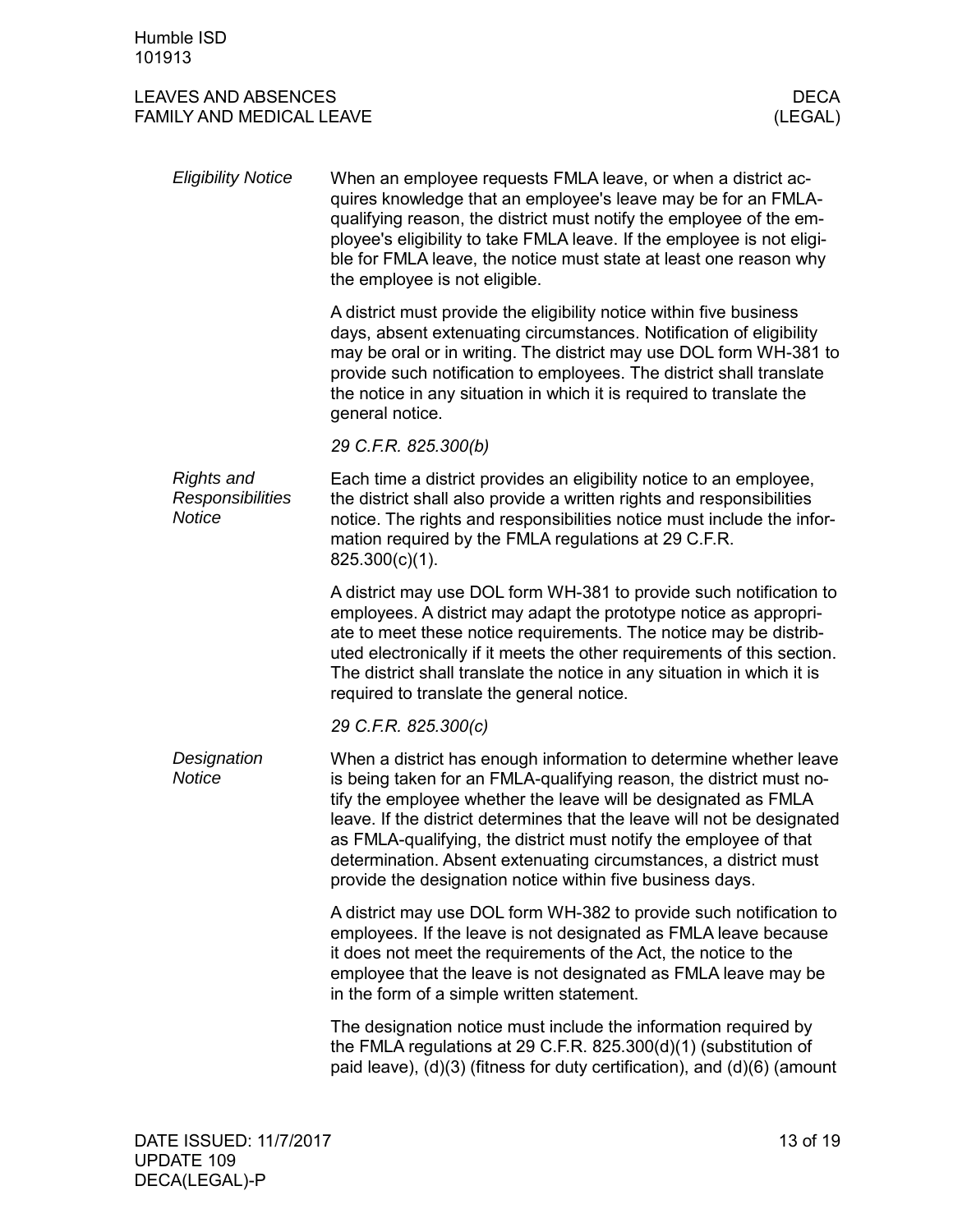### Eligibility Notice

When an employee requests FMLA leave, or when a district acquires knowledge that an employee's leave may be for an FMLA-qualifying reason, the district must notify the employee of the employee's eligibility to take FMLA leave. If the employee is not eligible for FMLA leave, the notice must state at least one reason why the employee is not eligible.

A district must provide the eligibility notice within five business days, absent extenuating circumstances. Notification of eligibility may be oral or in writing. The district may use DOL form WH-381 to provide such notification to employees. The district shall translate the notice in any situation in which it is required to translate the general notice.

*29 C.F.R. 825.300(b)*

### Rights and Responsibilities Notice

Each time a district provides an eligibility notice to an employee, the district shall also provide a written rights and responsibilities notice. The rights and responsibilities notice must include the information required by the FMLA regulations at 29 C.F.R. 825.300(c)(1).

A district may use DOL form WH-381 to provide such notification to employees. A district may adapt the prototype notice as appropriate to meet these notice requirements. The notice may be distributed electronically if it meets the other requirements of this section. The district shall translate the notice in any situation in which it is required to translate the general notice.

*29 C.F.R. 825.300(c)*

### Designation Notice

When a district has enough information to determine whether leave is being taken for an FMLA-qualifying reason, the district must notify the employee whether the leave will be designated as FMLA leave. If the district determines that the leave will not be designated as FMLA-qualifying, the district must notify the employee of that determination. Absent extenuating circumstances, a district must provide the designation notice within five business days.

A district may use DOL form WH-382 to provide such notification to employees. If the leave is not designated as FMLA leave because it does not meet the requirements of the Act, the notice to the employee that the leave is not designated as FMLA leave may be in the form of a simple written statement.

The designation notice must include the information required by the FMLA regulations at 29 C.F.R. 825.300(d)(1) (substitution of paid leave), (d)(3) (fitness for duty certification), and (d)(6) (amount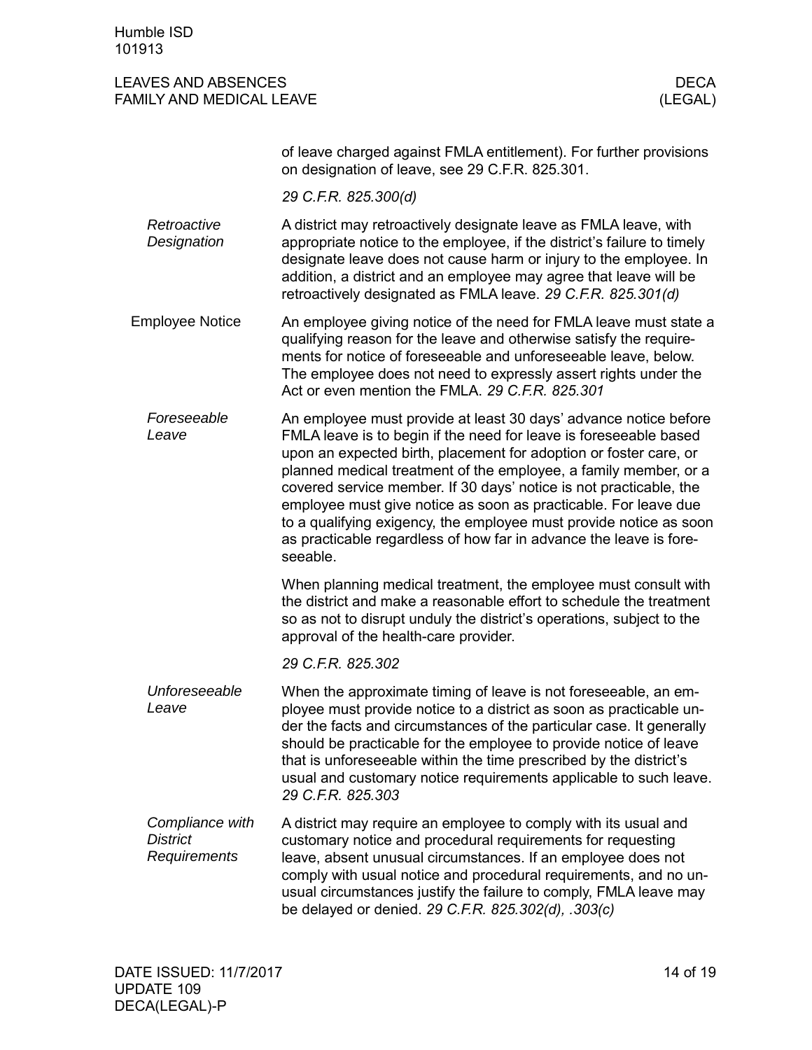of leave charged against FMLA entitlement). For further provisions on designation of leave, see 29 C.F.R. 825.301.

*29 C.F.R. 825.300(d)*

### *Retroactive Designation*

A district may retroactively designate leave as FMLA leave, with appropriate notice to the employee, if the district's failure to timely designate leave does not cause harm or injury to the employee. In addition, a district and an employee may agree that leave will be retroactively designated as FMLA leave. *29 C.F.R. 825.301(d)*

## Employee Notice

An employee giving notice of the need for FMLA leave must state a qualifying reason for the leave and otherwise satisfy the requirements for notice of foreseeable and unforeseeable leave, below. The employee does not need to expressly assert rights under the Act or even mention the FMLA. *29 C.F.R. 825.301*

### *Foreseeable Leave*

An employee must provide at least 30 days' advance notice before FMLA leave is to begin if the need for leave is foreseeable based upon an expected birth, placement for adoption or foster care, or planned medical treatment of the employee, a family member, or a covered service member. If 30 days' notice is not practicable, the employee must give notice as soon as practicable. For leave due to a qualifying exigency, the employee must provide notice as soon as practicable regardless of how far in advance the leave is foreseeable.

When planning medical treatment, the employee must consult with the district and make a reasonable effort to schedule the treatment so as not to disrupt unduly the district's operations, subject to the approval of the health-care provider.

*29 C.F.R. 825.302*

### *Unforeseeable Leave*

When the approximate timing of leave is not foreseeable, an employee must provide notice to a district as soon as practicable under the facts and circumstances of the particular case. It generally should be practicable for the employee to provide notice of leave that is unforeseeable within the time prescribed by the district's usual and customary notice requirements applicable to such leave. *29 C.F.R. 825.303*

### *Compliance with District Requirements*

A district may require an employee to comply with its usual and customary notice and procedural requirements for requesting leave, absent unusual circumstances. If an employee does not comply with usual notice and procedural requirements, and no unusual circumstances justify the failure to comply, FMLA leave may be delayed or denied. *29 C.F.R. 825.302(d), .303(c)*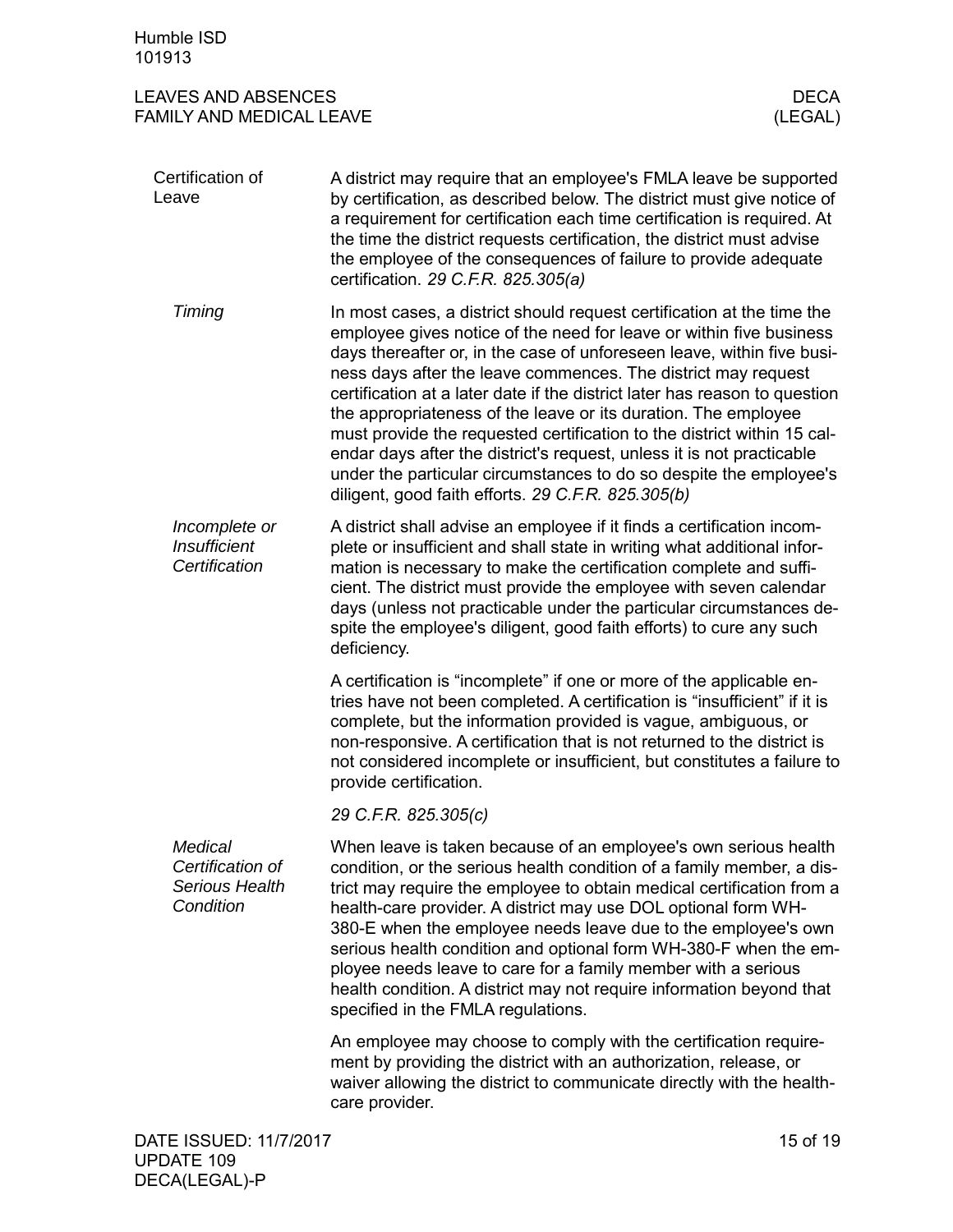## Certification of Leave

A district may require that an employee's FMLA leave be supported by certification, as described below. The district must give notice of a requirement for certification each time certification is required. At the time the district requests certification, the district must advise the employee of the consequences of failure to provide adequate certification. *29 C.F.R. 825.305(a)*

### *Timing*

In most cases, a district should request certification at the time the employee gives notice of the need for leave or within five business days thereafter or, in the case of unforeseen leave, within five business days after the leave commences. The district may request certification at a later date if the district later has reason to question the appropriateness of the leave or its duration. The employee must provide the requested certification to the district within 15 calendar days after the district's request, unless it is not practicable under the particular circumstances to do so despite the employee's diligent, good faith efforts. *29 C.F.R. 825.305(b)*

### *Incomplete or Insufficient Certification*

A district shall advise an employee if it finds a certification incomplete or insufficient and shall state in writing what additional information is necessary to make the certification complete and sufficient. The district must provide the employee with seven calendar days (unless not practicable under the particular circumstances despite the employee's diligent, good faith efforts) to cure any such deficiency.

A certification is "incomplete" if one or more of the applicable entries have not been completed. A certification is "insufficient" if it is complete, but the information provided is vague, ambiguous, or non-responsive. A certification that is not returned to the district is not considered incomplete or insufficient, but constitutes a failure to provide certification.

*29 C.F.R. 825.305(c)*

### *Medical Certification of Serious Health Condition*

When leave is taken because of an employee's own serious health condition, or the serious health condition of a family member, a district may require the employee to obtain medical certification from a health-care provider. A district may use DOL optional form WH-380-E when the employee needs leave due to the employee's own serious health condition and optional form WH-380-F when the employee needs leave to care for a family member with a serious health condition. A district may not require information beyond that specified in the FMLA regulations.

An employee may choose to comply with the certification requirement by providing the district with an authorization, release, or waiver allowing the district to communicate directly with the health-care provider.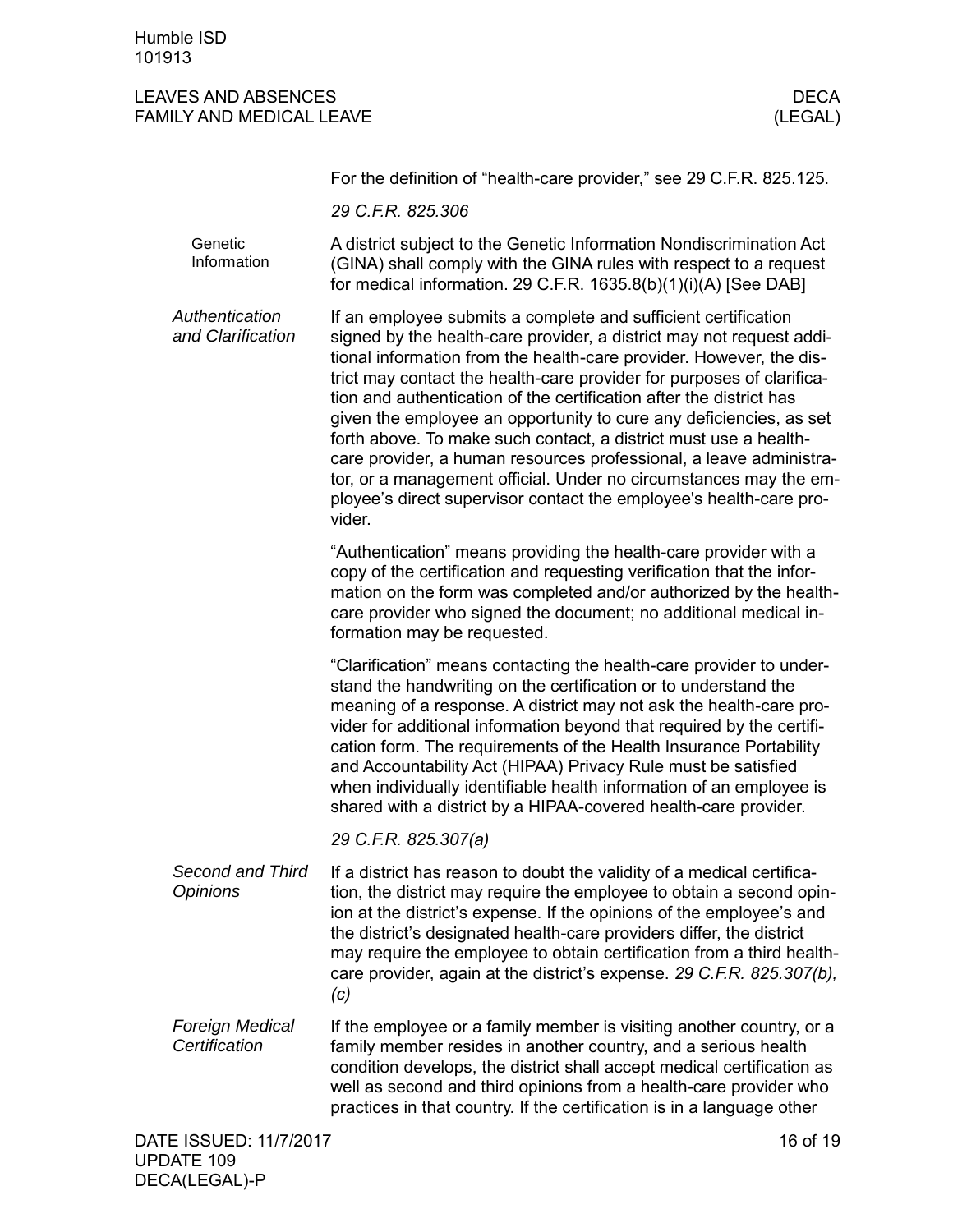For the definition of "health-care provider," see 29 C.F.R. 825.125.

*29 C.F.R. 825.306*

#### Genetic Information

A district subject to the Genetic Information Nondiscrimination Act (GINA) shall comply with the GINA rules with respect to a request for medical information. 29 C.F.R. 1635.8(b)(1)(i)(A) [See DAB]

### *Authentication and Clarification*

If an employee submits a complete and sufficient certification signed by the health-care provider, a district may not request additional information from the health-care provider. However, the district may contact the health-care provider for purposes of clarification and authentication of the certification after the district has given the employee an opportunity to cure any deficiencies, as set forth above. To make such contact, a district must use a health-care provider, a human resources professional, a leave administrator, or a management official. Under no circumstances may the employee's direct supervisor contact the employee's health-care provider.

"Authentication" means providing the health-care provider with a copy of the certification and requesting verification that the information on the form was completed and/or authorized by the health-care provider who signed the document; no additional medical information may be requested.

"Clarification" means contacting the health-care provider to understand the handwriting on the certification or to understand the meaning of a response. A district may not ask the health-care provider for additional information beyond that required by the certification form. The requirements of the Health Insurance Portability and Accountability Act (HIPAA) Privacy Rule must be satisfied when individually identifiable health information of an employee is shared with a district by a HIPAA-covered health-care provider.

*29 C.F.R. 825.307(a)*

### *Second and Third Opinions*

If a district has reason to doubt the validity of a medical certification, the district may require the employee to obtain a second opinion at the district's expense. If the opinions of the employee's and the district's designated health-care providers differ, the district may require the employee to obtain certification from a third health-care provider, again at the district's expense. *29 C.F.R. 825.307(b), (c)*

### *Foreign Medical Certification*

If the employee or a family member is visiting another country, or a family member resides in another country, and a serious health condition develops, the district shall accept medical certification as well as second and third opinions from a health-care provider who practices in that country. If the certification is in a language other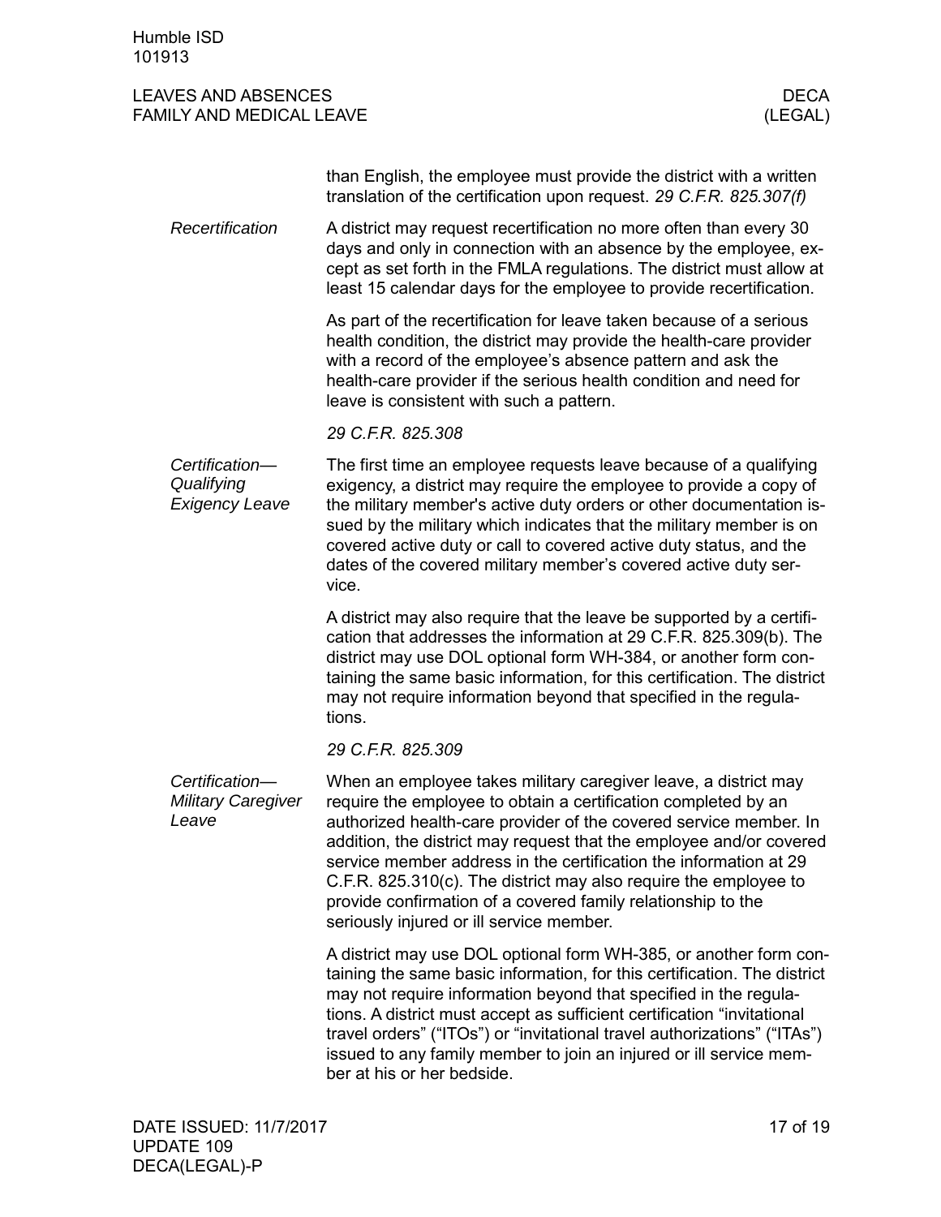than English, the employee must provide the district with a written translation of the certification upon request. *29 C.F.R. 825.307(f)*

*Recertification*

A district may request recertification no more often than every 30 days and only in connection with an absence by the employee, except as set forth in the FMLA regulations. The district must allow at least 15 calendar days for the employee to provide recertification.

As part of the recertification for leave taken because of a serious health condition, the district may provide the health-care provider with a record of the employee's absence pattern and ask the health-care provider if the serious health condition and need for leave is consistent with such a pattern.

*29 C.F.R. 825.308*

*Certification—Qualifying Exigency Leave*

The first time an employee requests leave because of a qualifying exigency, a district may require the employee to provide a copy of the military member's active duty orders or other documentation issued by the military which indicates that the military member is on covered active duty or call to covered active duty status, and the dates of the covered military member's covered active duty service.

A district may also require that the leave be supported by a certification that addresses the information at 29 C.F.R. 825.309(b). The district may use DOL optional form WH-384, or another form containing the same basic information, for this certification. The district may not require information beyond that specified in the regulations.

*29 C.F.R. 825.309*

*Certification—Military Caregiver Leave*

When an employee takes military caregiver leave, a district may require the employee to obtain a certification completed by an authorized health-care provider of the covered service member. In addition, the district may request that the employee and/or covered service member address in the certification the information at 29 C.F.R. 825.310(c). The district may also require the employee to provide confirmation of a covered family relationship to the seriously injured or ill service member.

A district may use DOL optional form WH-385, or another form containing the same basic information, for this certification. The district may not require information beyond that specified in the regulations. A district must accept as sufficient certification "invitational travel orders" ("ITOs") or "invitational travel authorizations" ("ITAs") issued to any family member to join an injured or ill service member at his or her bedside.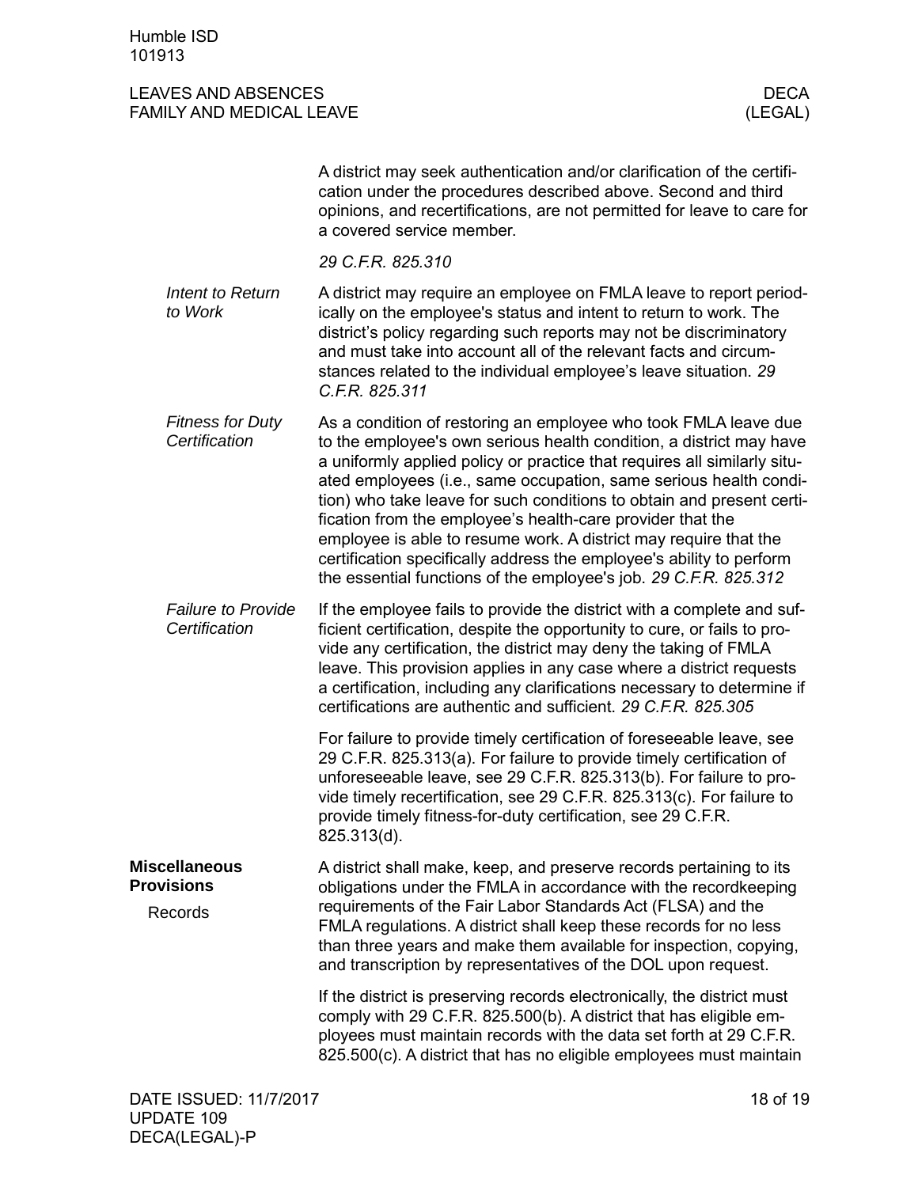A district may seek authentication and/or clarification of the certification under the procedures described above. Second and third opinions, and recertifications, are not permitted for leave to care for a covered service member.

*29 C.F.R. 825.310*

*Intent to Return to Work*

A district may require an employee on FMLA leave to report periodically on the employee's status and intent to return to work. The district's policy regarding such reports may not be discriminatory and must take into account all of the relevant facts and circumstances related to the individual employee's leave situation. *29 C.F.R. 825.311*

*Fitness for Duty Certification*

As a condition of restoring an employee who took FMLA leave due to the employee's own serious health condition, a district may have a uniformly applied policy or practice that requires all similarly situated employees (i.e., same occupation, same serious health condition) who take leave for such conditions to obtain and present certification from the employee's health-care provider that the employee is able to resume work. A district may require that the certification specifically address the employee's ability to perform the essential functions of the employee's job. *29 C.F.R. 825.312*

*Failure to Provide Certification*

If the employee fails to provide the district with a complete and sufficient certification, despite the opportunity to cure, or fails to provide any certification, the district may deny the taking of FMLA leave. This provision applies in any case where a district requests a certification, including any clarifications necessary to determine if certifications are authentic and sufficient. *29 C.F.R. 825.305*

For failure to provide timely certification of foreseeable leave, see 29 C.F.R. 825.313(a). For failure to provide timely certification of unforeseeable leave, see 29 C.F.R. 825.313(b). For failure to provide timely recertification, see 29 C.F.R. 825.313(c). For failure to provide timely fitness-for-duty certification, see 29 C.F.R. 825.313(d).

## Miscellaneous Provisions

### Records

A district shall make, keep, and preserve records pertaining to its obligations under the FMLA in accordance with the recordkeeping requirements of the Fair Labor Standards Act (FLSA) and the FMLA regulations. A district shall keep these records for no less than three years and make them available for inspection, copying, and transcription by representatives of the DOL upon request.

If the district is preserving records electronically, the district must comply with 29 C.F.R. 825.500(b). A district that has eligible employees must maintain records with the data set forth at 29 C.F.R. 825.500(c). A district that has no eligible employees must maintain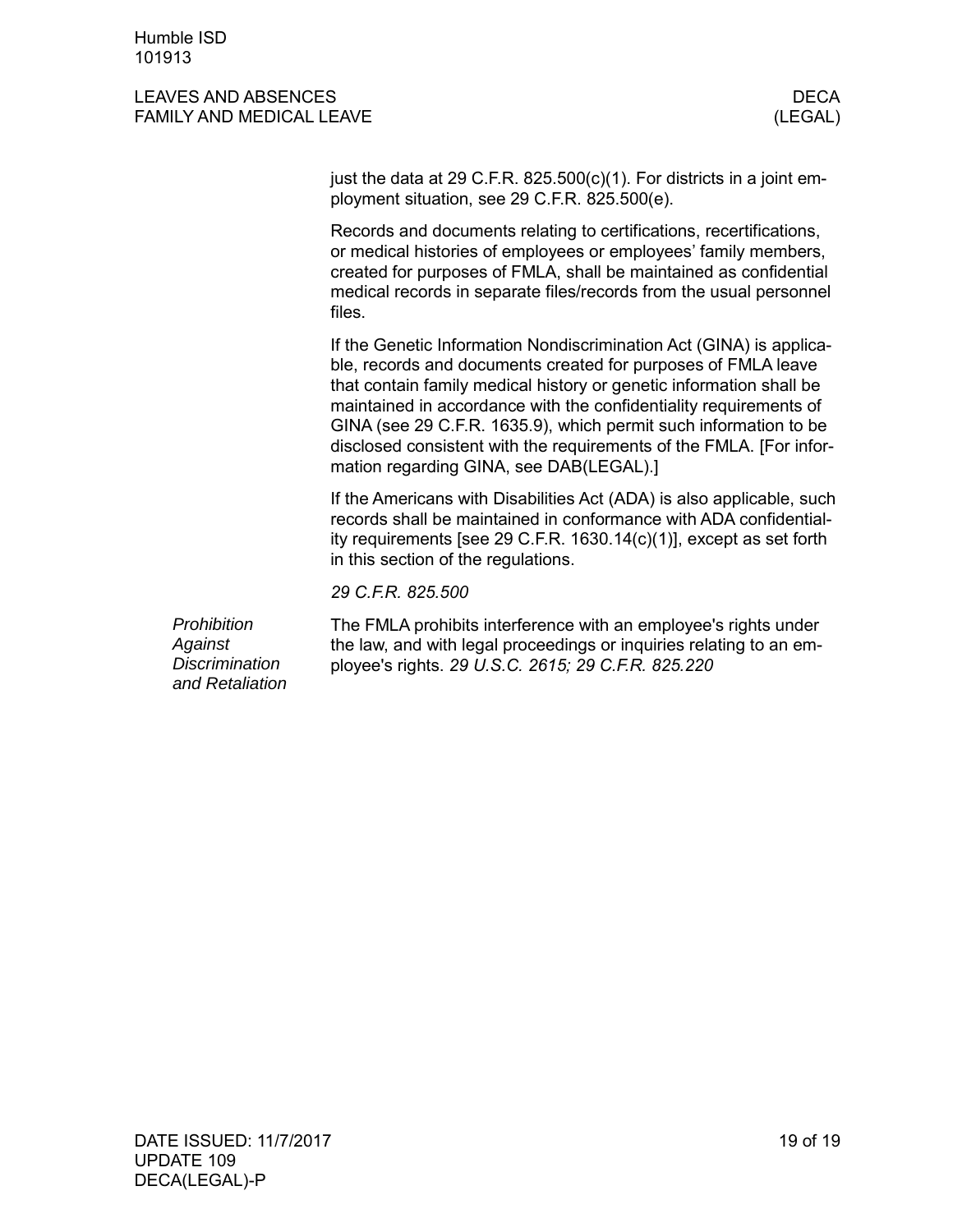just the data at 29 C.F.R. 825.500(c)(1). For districts in a joint employment situation, see 29 C.F.R. 825.500(e).

Records and documents relating to certifications, recertifications, or medical histories of employees or employees' family members, created for purposes of FMLA, shall be maintained as confidential medical records in separate files/records from the usual personnel files.

If the Genetic Information Nondiscrimination Act (GINA) is applicable, records and documents created for purposes of FMLA leave that contain family medical history or genetic information shall be maintained in accordance with the confidentiality requirements of GINA (see 29 C.F.R. 1635.9), which permit such information to be disclosed consistent with the requirements of the FMLA. [For information regarding GINA, see DAB(LEGAL).]

If the Americans with Disabilities Act (ADA) is also applicable, such records shall be maintained in conformance with ADA confidentiality requirements [see 29 C.F.R. 1630.14(c)(1)], except as set forth in this section of the regulations.

*29 C.F.R. 825.500*

### *Prohibition Against Discrimination and Retaliation*

The FMLA prohibits interference with an employee's rights under the law, and with legal proceedings or inquiries relating to an employee's rights. *29 U.S.C. 2615; 29 C.F.R. 825.220*